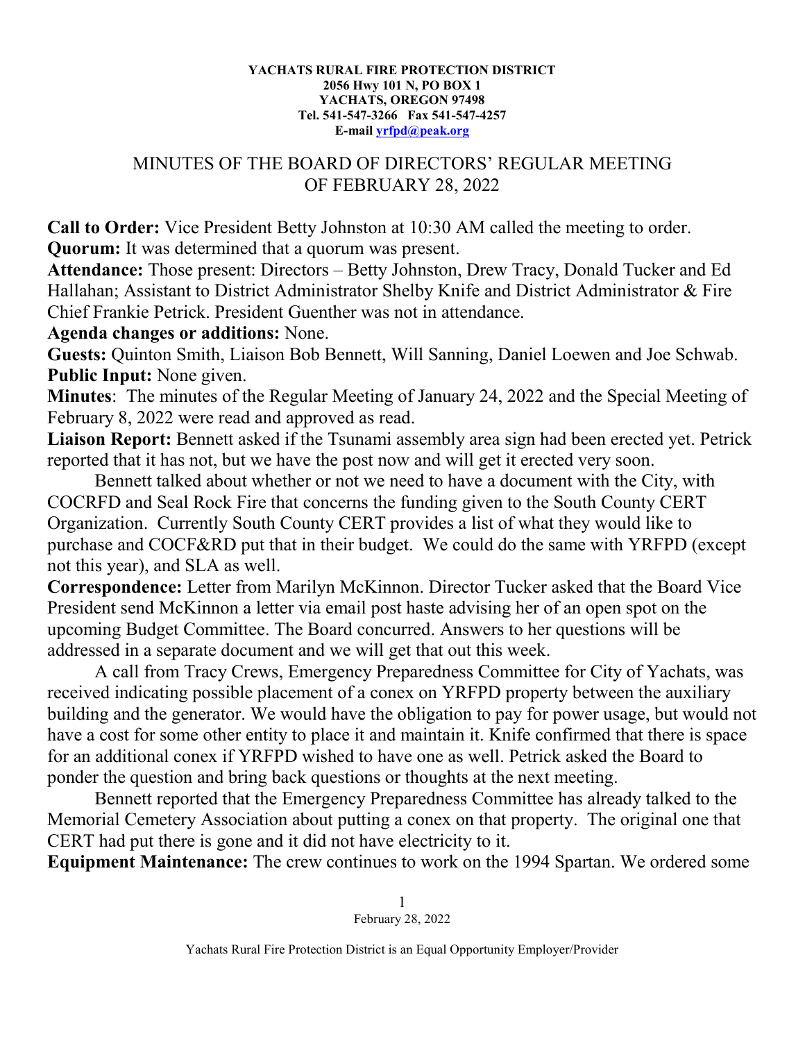**YACHATS RURAL FIRE PROTECTION DISTRICT**
**2056 Hwy 101 N, PO BOX 1**
**YACHATS, OREGON 97498**
**Tel. 541-547-3266 Fax 541-547-4257**
**E-mail yrfpd@peak.org**

# MINUTES OF THE BOARD OF DIRECTORS' REGULAR MEETING OF FEBRUARY 28, 2022

**Call to Order:** Vice President Betty Johnston at 10:30 AM called the meeting to order.
**Quorum:** It was determined that a quorum was present.
**Attendance:** Those present: Directors – Betty Johnston, Drew Tracy, Donald Tucker and Ed Hallahan; Assistant to District Administrator Shelby Knife and District Administrator & Fire Chief Frankie Petrick. President Guenther was not in attendance.
**Agenda changes or additions:** None.
**Guests:** Quinton Smith, Liaison Bob Bennett, Will Sanning, Daniel Loewen and Joe Schwab.
**Public Input:** None given.
**Minutes**: The minutes of the Regular Meeting of January 24, 2022 and the Special Meeting of February 8, 2022 were read and approved as read.
**Liaison Report:** Bennett asked if the Tsunami assembly area sign had been erected yet. Petrick reported that it has not, but we have the post now and will get it erected very soon.

Bennett talked about whether or not we need to have a document with the City, with COCRFD and Seal Rock Fire that concerns the funding given to the South County CERT Organization. Currently South County CERT provides a list of what they would like to purchase and COCF&RD put that in their budget. We could do the same with YRFPD (except not this year), and SLA as well.

**Correspondence:** Letter from Marilyn McKinnon. Director Tucker asked that the Board Vice President send McKinnon a letter via email post haste advising her of an open spot on the upcoming Budget Committee. The Board concurred. Answers to her questions will be addressed in a separate document and we will get that out this week.

A call from Tracy Crews, Emergency Preparedness Committee for City of Yachats, was received indicating possible placement of a conex on YRFPD property between the auxiliary building and the generator. We would have the obligation to pay for power usage, but would not have a cost for some other entity to place it and maintain it. Knife confirmed that there is space for an additional conex if YRFPD wished to have one as well. Petrick asked the Board to ponder the question and bring back questions or thoughts at the next meeting.

Bennett reported that the Emergency Preparedness Committee has already talked to the Memorial Cemetery Association about putting a conex on that property. The original one that CERT had put there is gone and it did not have electricity to it.

**Equipment Maintenance:** The crew continues to work on the 1994 Spartan. We ordered some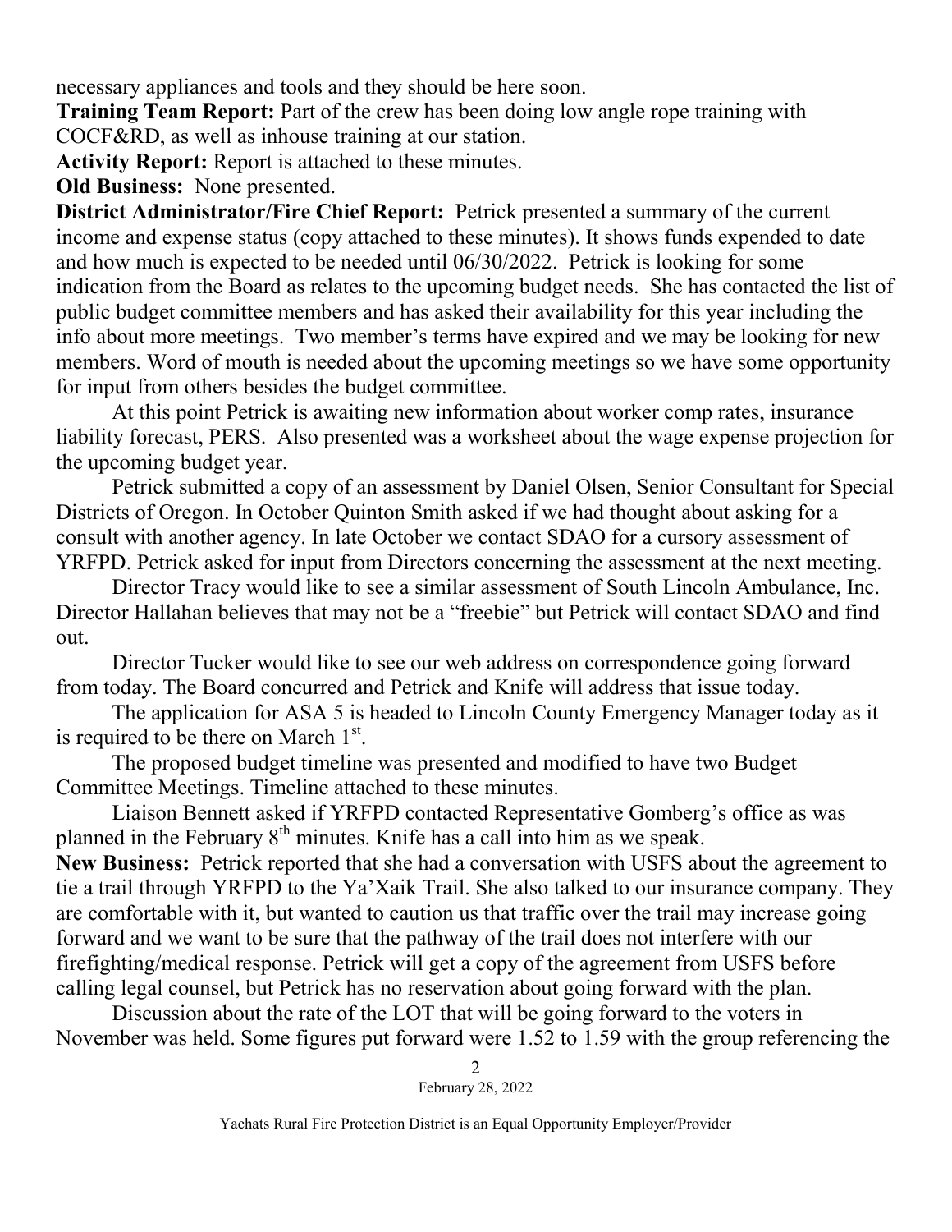necessary appliances and tools and they should be here soon.

**Training Team Report:** Part of the crew has been doing low angle rope training with COCF&RD, as well as inhouse training at our station.

**Activity Report:** Report is attached to these minutes.

**Old Business:** None presented.

**District Administrator/Fire Chief Report:** Petrick presented a summary of the current income and expense status (copy attached to these minutes). It shows funds expended to date and how much is expected to be needed until 06/30/2022. Petrick is looking for some indication from the Board as relates to the upcoming budget needs. She has contacted the list of public budget committee members and has asked their availability for this year including the info about more meetings. Two member's terms have expired and we may be looking for new members. Word of mouth is needed about the upcoming meetings so we have some opportunity for input from others besides the budget committee.

At this point Petrick is awaiting new information about worker comp rates, insurance liability forecast, PERS. Also presented was a worksheet about the wage expense projection for the upcoming budget year.

Petrick submitted a copy of an assessment by Daniel Olsen, Senior Consultant for Special Districts of Oregon. In October Quinton Smith asked if we had thought about asking for a consult with another agency. In late October we contact SDAO for a cursory assessment of YRFPD. Petrick asked for input from Directors concerning the assessment at the next meeting.

Director Tracy would like to see a similar assessment of South Lincoln Ambulance, Inc. Director Hallahan believes that may not be a "freebie" but Petrick will contact SDAO and find out.

Director Tucker would like to see our web address on correspondence going forward from today. The Board concurred and Petrick and Knife will address that issue today.

The application for ASA 5 is headed to Lincoln County Emergency Manager today as it is required to be there on March 1st.

The proposed budget timeline was presented and modified to have two Budget Committee Meetings. Timeline attached to these minutes.

Liaison Bennett asked if YRFPD contacted Representative Gomberg's office as was planned in the February 8th minutes. Knife has a call into him as we speak.

**New Business:** Petrick reported that she had a conversation with USFS about the agreement to tie a trail through YRFPD to the Ya'Xaik Trail. She also talked to our insurance company. They are comfortable with it, but wanted to caution us that traffic over the trail may increase going forward and we want to be sure that the pathway of the trail does not interfere with our firefighting/medical response. Petrick will get a copy of the agreement from USFS before calling legal counsel, but Petrick has no reservation about going forward with the plan.

Discussion about the rate of the LOT that will be going forward to the voters in November was held. Some figures put forward were 1.52 to 1.59 with the group referencing the

February 28, 2022

Yachats Rural Fire Protection District is an Equal Opportunity Employer/Provider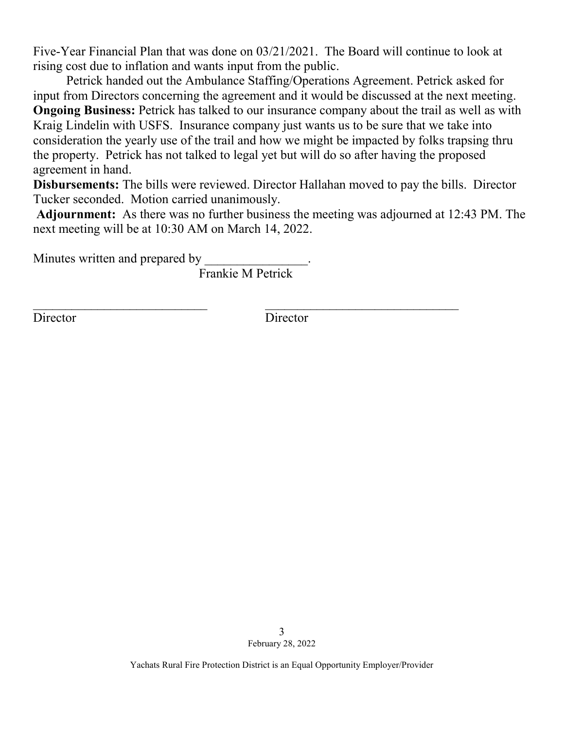Five-Year Financial Plan that was done on 03/21/2021. The Board will continue to look at rising cost due to inflation and wants input from the public.

Petrick handed out the Ambulance Staffing/Operations Agreement. Petrick asked for input from Directors concerning the agreement and it would be discussed at the next meeting.

**Ongoing Business:** Petrick has talked to our insurance company about the trail as well as with Kraig Lindelin with USFS. Insurance company just wants us to be sure that we take into consideration the yearly use of the trail and how we might be impacted by folks trapsing thru the property. Petrick has not talked to legal yet but will do so after having the proposed agreement in hand.

**Disbursements:** The bills were reviewed. Director Hallahan moved to pay the bills. Director Tucker seconded. Motion carried unanimously.

**Adjournment:** As there was no further business the meeting was adjourned at 12:43 PM. The next meeting will be at 10:30 AM on March 14, 2022.

Minutes written and prepared by ________________.
Frankie M Petrick

____________________________ ________________________________
Director Director

February 28, 2022

Yachats Rural Fire Protection District is an Equal Opportunity Employer/Provider